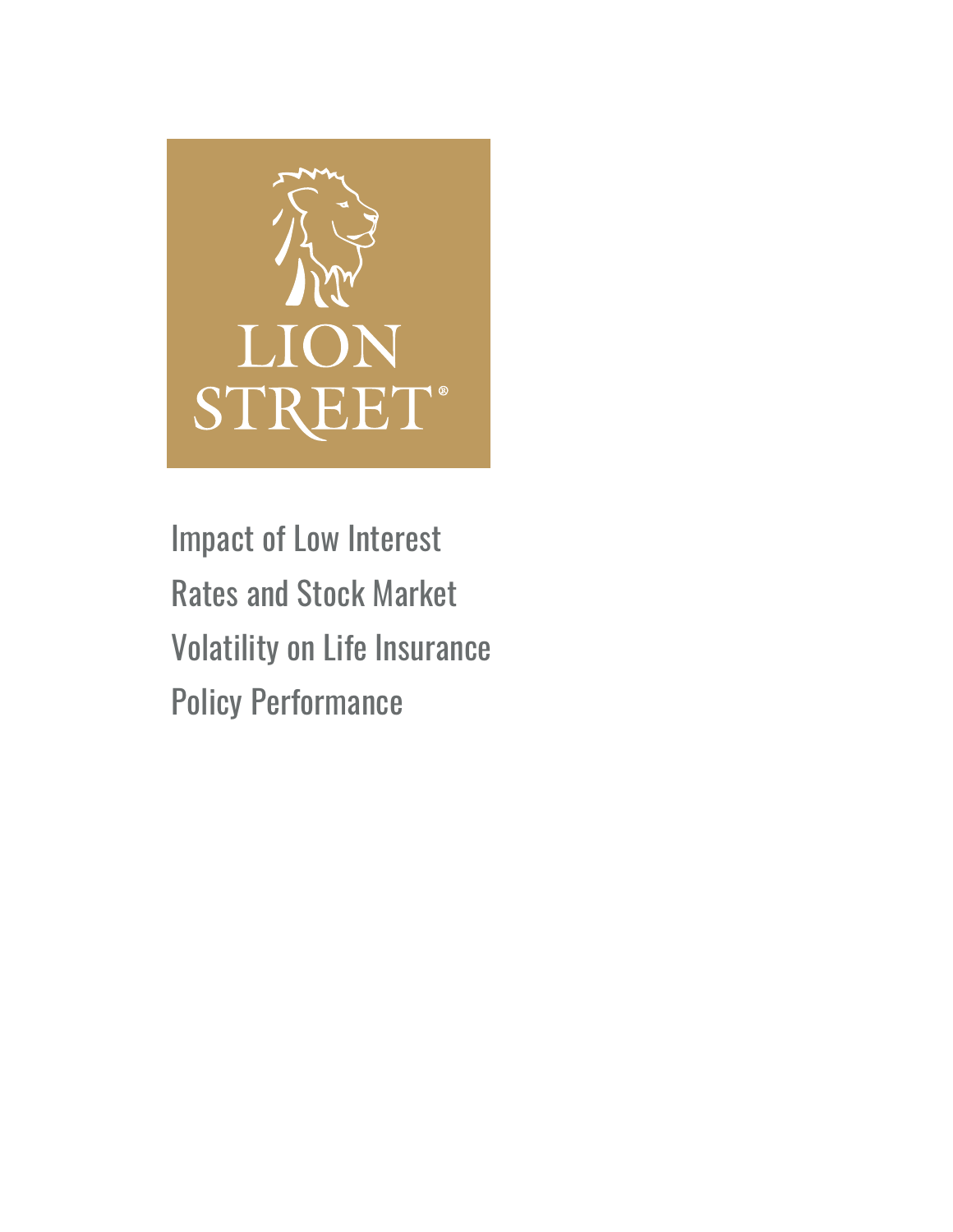LION STREET®

# Impact of Low Interest Rates and Stock Market Volatility on Life Insurance Policy Performance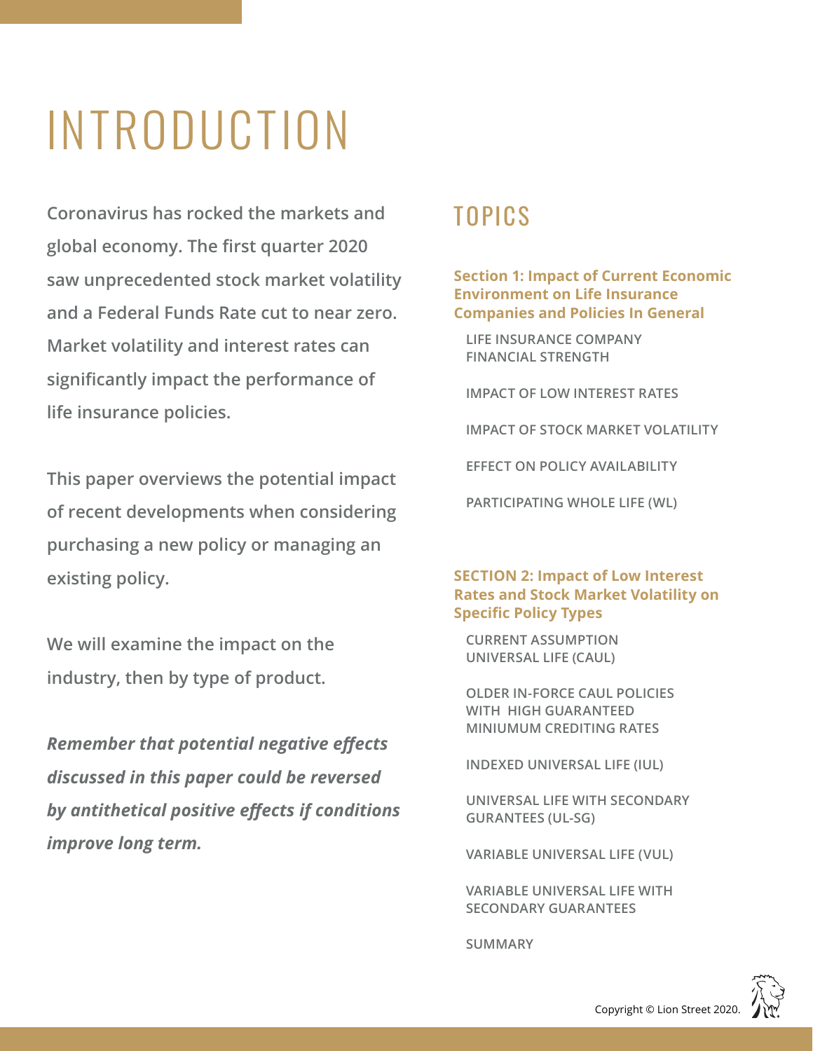# INTRODUCTION

**Coronavirus has rocked the markets and global economy. The first quarter 2020 saw unprecedented stock market volatility and a Federal Funds Rate cut to near zero. Market volatility and interest rates can significantly impact the performance of life insurance policies.**

**This paper overviews the potential impact of recent developments when considering purchasing a new policy or managing an existing policy.**

**We will examine the impact on the industry, then by type of product.**

***Remember that potential negative effects discussed in this paper could be reversed by antithetical positive effects if conditions improve long term.***

## TOPICS

**Section 1: Impact of Current Economic Environment on Life Insurance Companies and Policies In General**

- LIFE INSURANCE COMPANY FINANCIAL STRENGTH
- IMPACT OF LOW INTEREST RATES
- IMPACT OF STOCK MARKET VOLATILITY
- EFFECT ON POLICY AVAILABILITY
- PARTICIPATING WHOLE LIFE (WL)

**SECTION 2: Impact of Low Interest Rates and Stock Market Volatility on Specific Policy Types**

- CURRENT ASSUMPTION UNIVERSAL LIFE (CAUL)
- OLDER IN-FORCE CAUL POLICIES WITH HIGH GUARANTEED MINIUMUM CREDITING RATES
- INDEXED UNIVERSAL LIFE (IUL)
- UNIVERSAL LIFE WITH SECONDARY GURANTEES (UL-SG)
- VARIABLE UNIVERSAL LIFE (VUL)
- VARIABLE UNIVERSAL LIFE WITH SECONDARY GUARANTEES
- SUMMARY

Copyright © Lion Street 2020.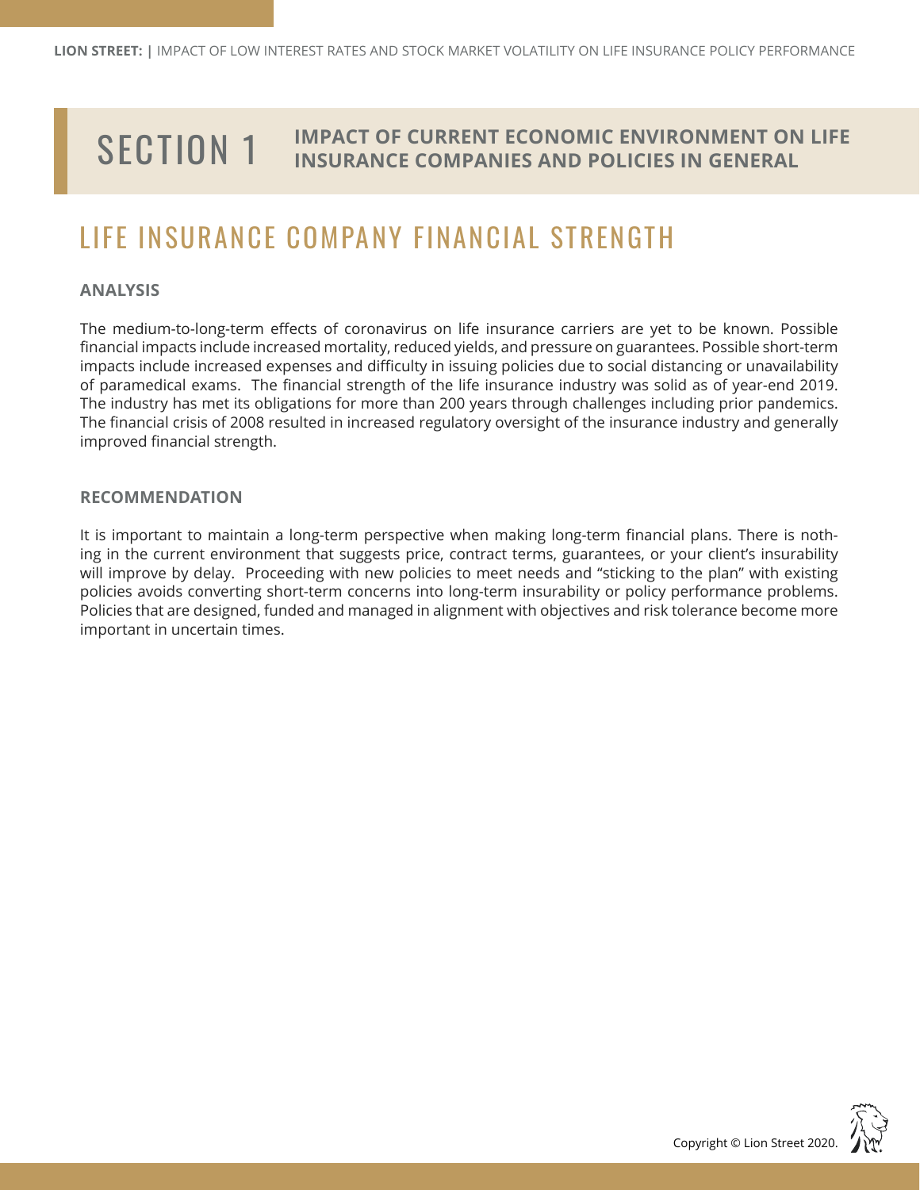# SECTION 1 IMPACT OF CURRENT ECONOMIC ENVIRONMENT ON LIFE INSURANCE COMPANIES AND POLICIES IN GENERAL

## LIFE INSURANCE COMPANY FINANCIAL STRENGTH

### ANALYSIS

The medium-to-long-term effects of coronavirus on life insurance carriers are yet to be known. Possible financial impacts include increased mortality, reduced yields, and pressure on guarantees. Possible short-term impacts include increased expenses and difficulty in issuing policies due to social distancing or unavailability of paramedical exams. The financial strength of the life insurance industry was solid as of year-end 2019. The industry has met its obligations for more than 200 years through challenges including prior pandemics. The financial crisis of 2008 resulted in increased regulatory oversight of the insurance industry and generally improved financial strength.

### RECOMMENDATION

It is important to maintain a long-term perspective when making long-term financial plans. There is nothing in the current environment that suggests price, contract terms, guarantees, or your client's insurability will improve by delay. Proceeding with new policies to meet needs and "sticking to the plan" with existing policies avoids converting short-term concerns into long-term insurability or policy performance problems. Policies that are designed, funded and managed in alignment with objectives and risk tolerance become more important in uncertain times.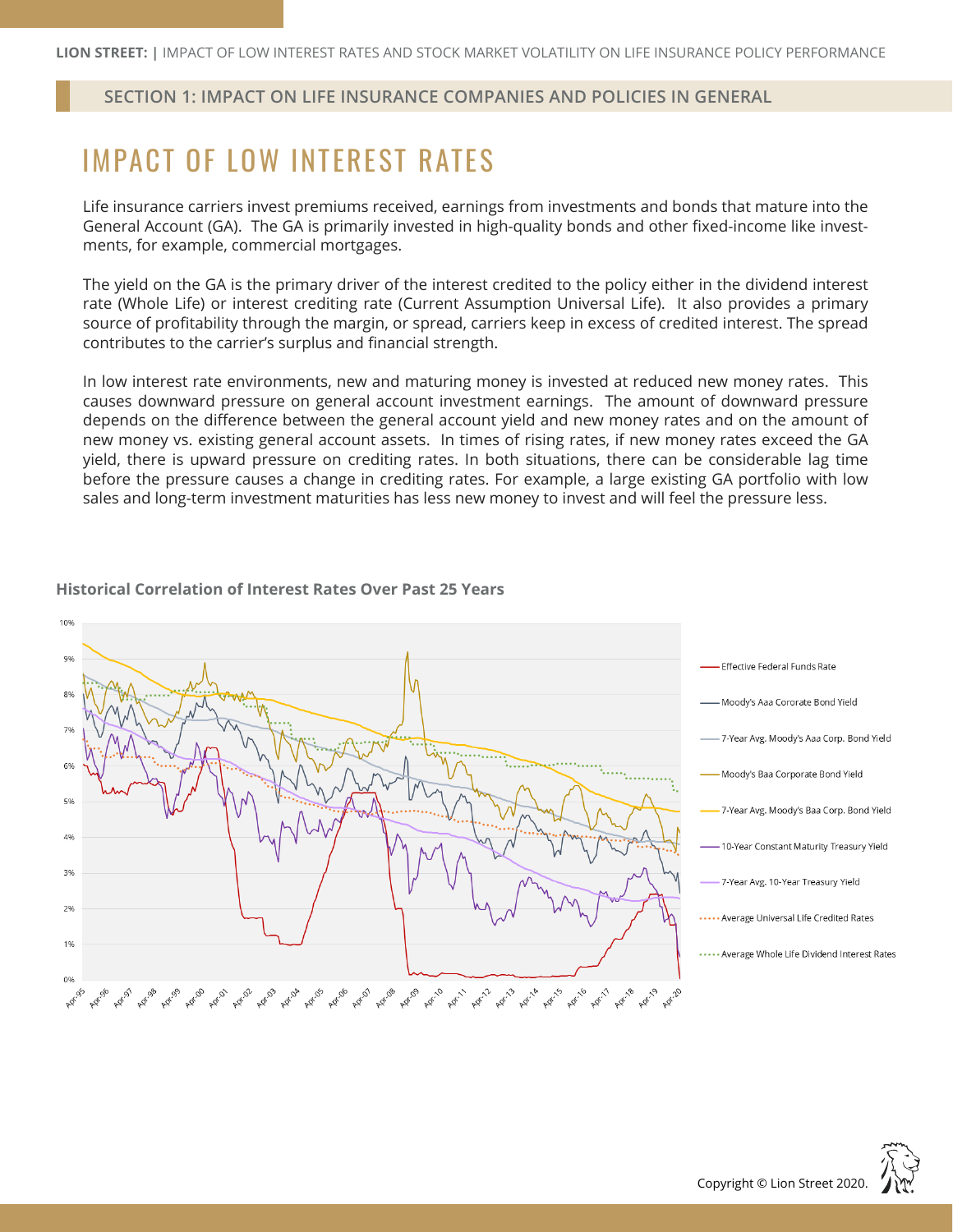## SECTION 1: IMPACT ON LIFE INSURANCE COMPANIES AND POLICIES IN GENERAL

# IMPACT OF LOW INTEREST RATES

Life insurance carriers invest premiums received, earnings from investments and bonds that mature into the General Account (GA). The GA is primarily invested in high-quality bonds and other fixed-income like investments, for example, commercial mortgages.

The yield on the GA is the primary driver of the interest credited to the policy either in the dividend interest rate (Whole Life) or interest crediting rate (Current Assumption Universal Life). It also provides a primary source of profitability through the margin, or spread, carriers keep in excess of credited interest. The spread contributes to the carrier's surplus and financial strength.

In low interest rate environments, new and maturing money is invested at reduced new money rates. This causes downward pressure on general account investment earnings. The amount of downward pressure depends on the difference between the general account yield and new money rates and on the amount of new money vs. existing general account assets. In times of rising rates, if new money rates exceed the GA yield, there is upward pressure on crediting rates. In both situations, there can be considerable lag time before the pressure causes a change in crediting rates. For example, a large existing GA portfolio with low sales and long-term investment maturities has less new money to invest and will feel the pressure less.

### Historical Correlation of Interest Rates Over Past 25 Years

10%
9%
8%
7%
6%
5%
4%
3%
2%
1%
0%

Apr-95 Apr-96 Apr-97 Apr-98 Apr-99 Apr-00 Apr-01 Apr-02 Apr-03 Apr-04 Apr-05 Apr-06 Apr-07 Apr-08 Apr-09 Apr-10 Apr-11 Apr-12 Apr-13 Apr-14 Apr-15 Apr-16 Apr-17 Apr-18 Apr-19 Apr-20

Effective Federal Funds Rate
Moody's Aaa Cororate Bond Yield
7-Year Avg. Moody's Aaa Corp. Bond Yield
Moody's Baa Corporate Bond Yield
7-Year Avg. Moody's Baa Corp. Bond Yield
10-Year Constant Maturity Treasury Yield
7-Year Avg. 10-Year Treasury Yield
Average Universal Life Credited Rates
Average Whole Life Dividend Interest Rates

Copyright © Lion Street 2020.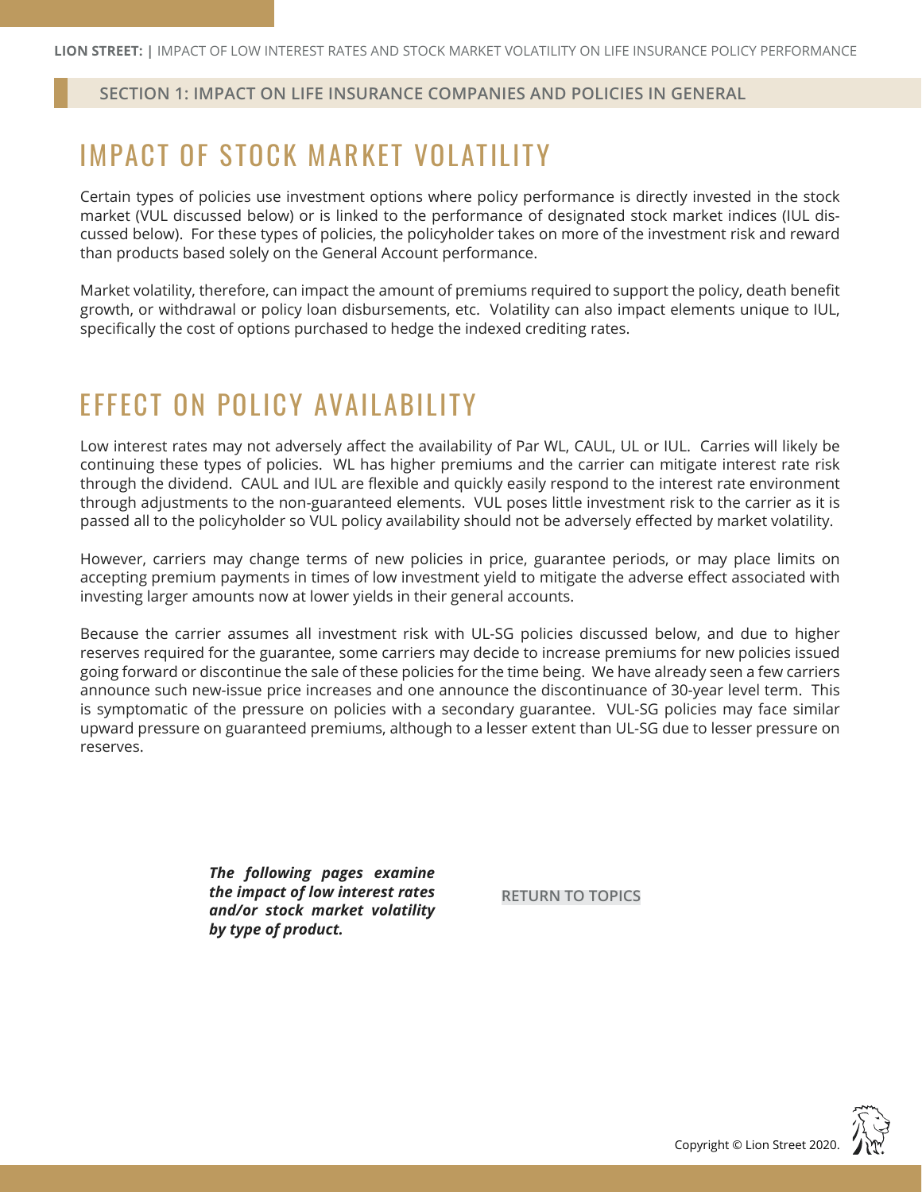## SECTION 1: IMPACT ON LIFE INSURANCE COMPANIES AND POLICIES IN GENERAL

# IMPACT OF STOCK MARKET VOLATILITY

Certain types of policies use investment options where policy performance is directly invested in the stock market (VUL discussed below) or is linked to the performance of designated stock market indices (IUL discussed below). For these types of policies, the policyholder takes on more of the investment risk and reward than products based solely on the General Account performance.

Market volatility, therefore, can impact the amount of premiums required to support the policy, death benefit growth, or withdrawal or policy loan disbursements, etc. Volatility can also impact elements unique to IUL, specifically the cost of options purchased to hedge the indexed crediting rates.

# EFFECT ON POLICY AVAILABILITY

Low interest rates may not adversely affect the availability of Par WL, CAUL, UL or IUL. Carries will likely be continuing these types of policies. WL has higher premiums and the carrier can mitigate interest rate risk through the dividend. CAUL and IUL are flexible and quickly easily respond to the interest rate environment through adjustments to the non-guaranteed elements. VUL poses little investment risk to the carrier as it is passed all to the policyholder so VUL policy availability should not be adversely effected by market volatility.

However, carriers may change terms of new policies in price, guarantee periods, or may place limits on accepting premium payments in times of low investment yield to mitigate the adverse effect associated with investing larger amounts now at lower yields in their general accounts.

Because the carrier assumes all investment risk with UL-SG policies discussed below, and due to higher reserves required for the guarantee, some carriers may decide to increase premiums for new policies issued going forward or discontinue the sale of these policies for the time being. We have already seen a few carriers announce such new-issue price increases and one announce the discontinuance of 30-year level term. This is symptomatic of the pressure on policies with a secondary guarantee. VUL-SG policies may face similar upward pressure on guaranteed premiums, although to a lesser extent than UL-SG due to lesser pressure on reserves.

***The following pages examine the impact of low interest rates and/or stock market volatility by type of product.***

**RETURN TO TOPICS**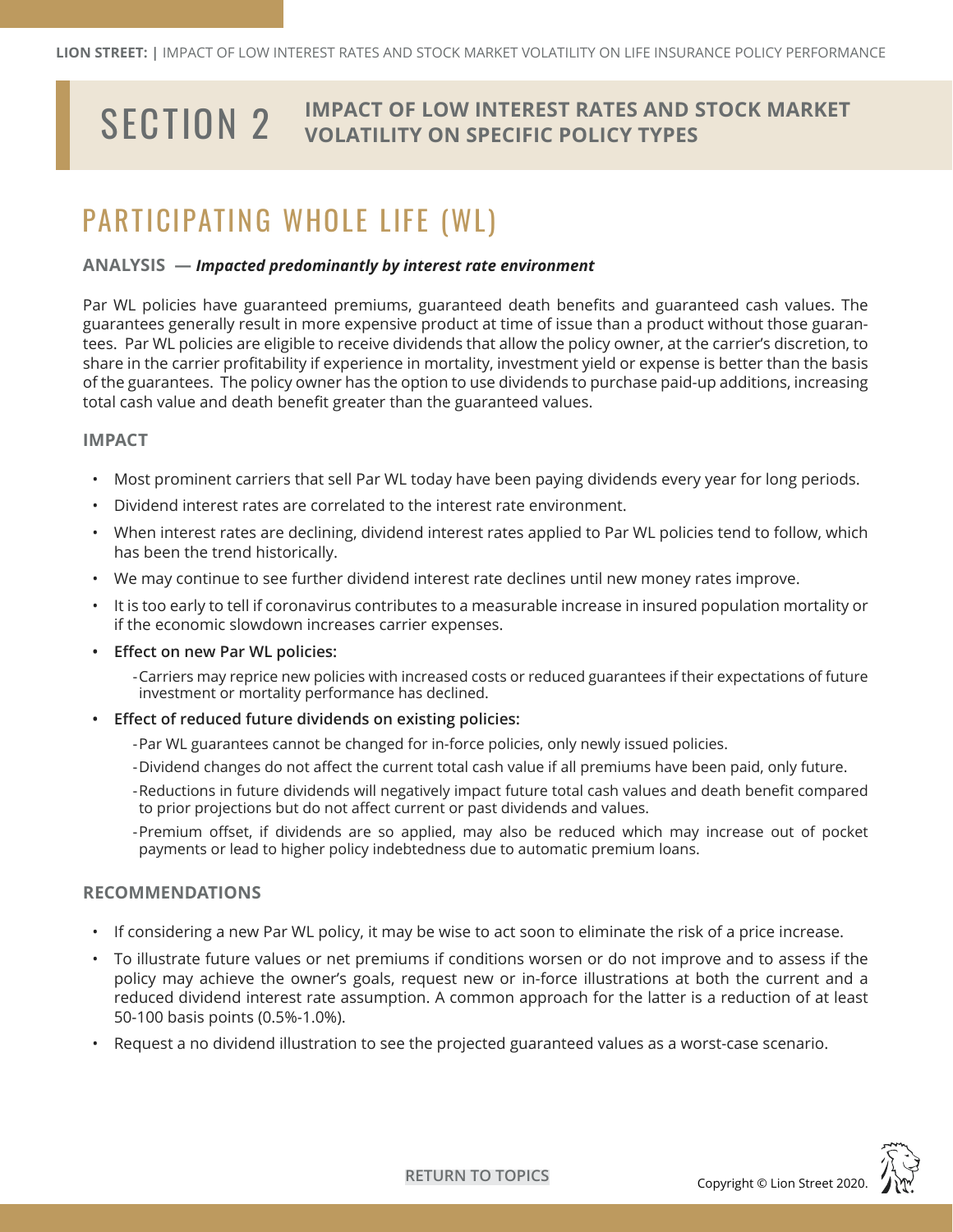# SECTION 2 IMPACT OF LOW INTEREST RATES AND STOCK MARKET VOLATILITY ON SPECIFIC POLICY TYPES

## PARTICIPATING WHOLE LIFE (WL)

**ANALYSIS — *Impacted predominantly by interest rate environment***

Par WL policies have guaranteed premiums, guaranteed death benefits and guaranteed cash values. The guarantees generally result in more expensive product at time of issue than a product without those guarantees. Par WL policies are eligible to receive dividends that allow the policy owner, at the carrier's discretion, to share in the carrier profitability if experience in mortality, investment yield or expense is better than the basis of the guarantees. The policy owner has the option to use dividends to purchase paid-up additions, increasing total cash value and death benefit greater than the guaranteed values.

### IMPACT

- Most prominent carriers that sell Par WL today have been paying dividends every year for long periods.
- Dividend interest rates are correlated to the interest rate environment.
- When interest rates are declining, dividend interest rates applied to Par WL policies tend to follow, which has been the trend historically.
- We may continue to see further dividend interest rate declines until new money rates improve.
- It is too early to tell if coronavirus contributes to a measurable increase in insured population mortality or if the economic slowdown increases carrier expenses.
- **Effect on new Par WL policies:**
  - Carriers may reprice new policies with increased costs or reduced guarantees if their expectations of future investment or mortality performance has declined.
- **Effect of reduced future dividends on existing policies:**
  - Par WL guarantees cannot be changed for in-force policies, only newly issued policies.
  - Dividend changes do not affect the current total cash value if all premiums have been paid, only future.
  - Reductions in future dividends will negatively impact future total cash values and death benefit compared to prior projections but do not affect current or past dividends and values.
  - Premium offset, if dividends are so applied, may also be reduced which may increase out of pocket payments or lead to higher policy indebtedness due to automatic premium loans.

### RECOMMENDATIONS

- If considering a new Par WL policy, it may be wise to act soon to eliminate the risk of a price increase.
- To illustrate future values or net premiums if conditions worsen or do not improve and to assess if the policy may achieve the owner's goals, request new or in-force illustrations at both the current and a reduced dividend interest rate assumption. A common approach for the latter is a reduction of at least 50-100 basis points (0.5%-1.0%).
- Request a no dividend illustration to see the projected guaranteed values as a worst-case scenario.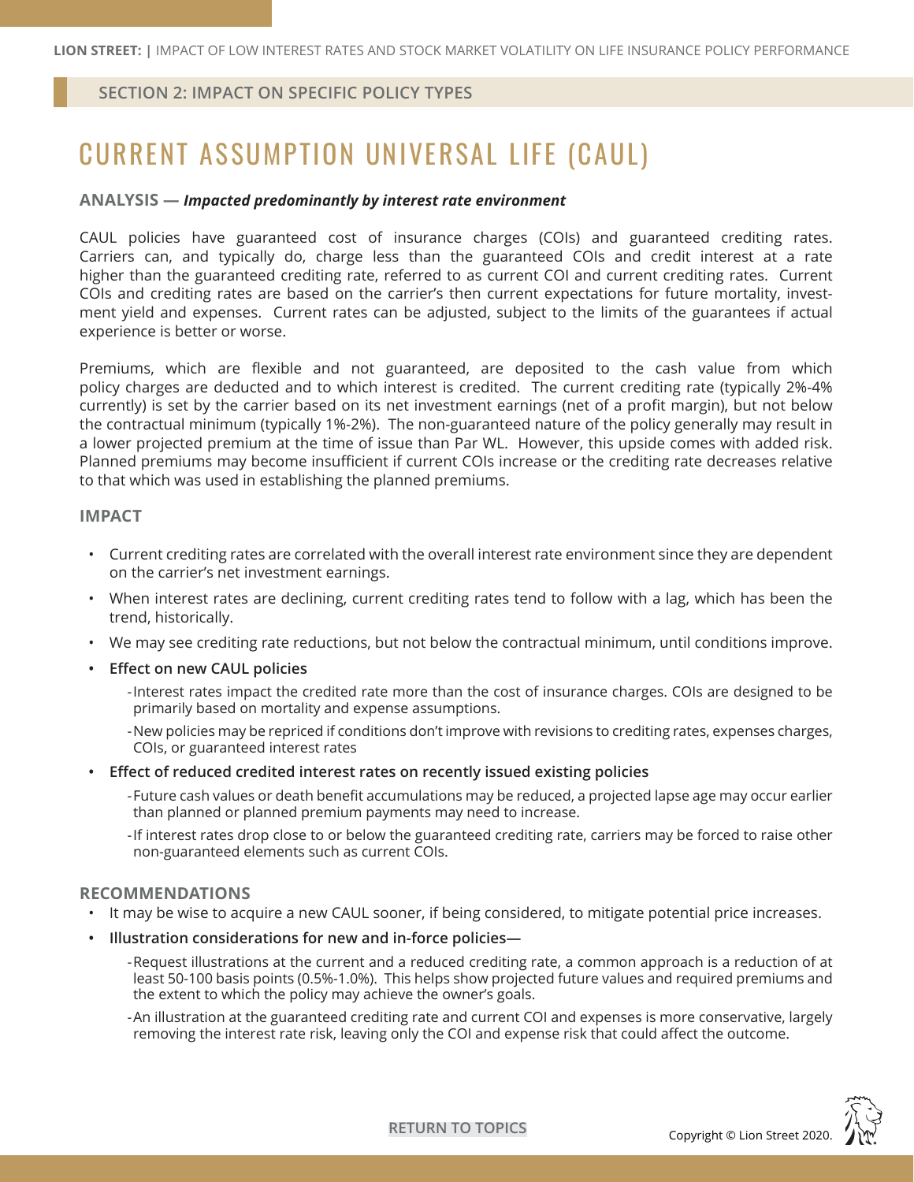## SECTION 2: IMPACT ON SPECIFIC POLICY TYPES

# CURRENT ASSUMPTION UNIVERSAL LIFE (CAUL)

### ANALYSIS — *Impacted predominantly by interest rate environment*

CAUL policies have guaranteed cost of insurance charges (COIs) and guaranteed crediting rates. Carriers can, and typically do, charge less than the guaranteed COIs and credit interest at a rate higher than the guaranteed crediting rate, referred to as current COI and current crediting rates. Current COIs and crediting rates are based on the carrier's then current expectations for future mortality, investment yield and expenses. Current rates can be adjusted, subject to the limits of the guarantees if actual experience is better or worse.

Premiums, which are flexible and not guaranteed, are deposited to the cash value from which policy charges are deducted and to which interest is credited. The current crediting rate (typically 2%-4% currently) is set by the carrier based on its net investment earnings (net of a profit margin), but not below the contractual minimum (typically 1%-2%). The non-guaranteed nature of the policy generally may result in a lower projected premium at the time of issue than Par WL. However, this upside comes with added risk. Planned premiums may become insufficient if current COIs increase or the crediting rate decreases relative to that which was used in establishing the planned premiums.

### IMPACT

- Current crediting rates are correlated with the overall interest rate environment since they are dependent on the carrier's net investment earnings.
- When interest rates are declining, current crediting rates tend to follow with a lag, which has been the trend, historically.
- We may see crediting rate reductions, but not below the contractual minimum, until conditions improve.
- **Effect on new CAUL policies**
  - Interest rates impact the credited rate more than the cost of insurance charges. COIs are designed to be primarily based on mortality and expense assumptions.
  - New policies may be repriced if conditions don't improve with revisions to crediting rates, expenses charges, COIs, or guaranteed interest rates
- **Effect of reduced credited interest rates on recently issued existing policies**
  - Future cash values or death benefit accumulations may be reduced, a projected lapse age may occur earlier than planned or planned premium payments may need to increase.
  - If interest rates drop close to or below the guaranteed crediting rate, carriers may be forced to raise other non-guaranteed elements such as current COIs.

### RECOMMENDATIONS

- It may be wise to acquire a new CAUL sooner, if being considered, to mitigate potential price increases.
- **Illustration considerations for new and in-force policies—**
  - Request illustrations at the current and a reduced crediting rate, a common approach is a reduction of at least 50-100 basis points (0.5%-1.0%). This helps show projected future values and required premiums and the extent to which the policy may achieve the owner's goals.
  - An illustration at the guaranteed crediting rate and current COI and expenses is more conservative, largely removing the interest rate risk, leaving only the COI and expense risk that could affect the outcome.

RETURN TO TOPICS

Copyright © Lion Street 2020.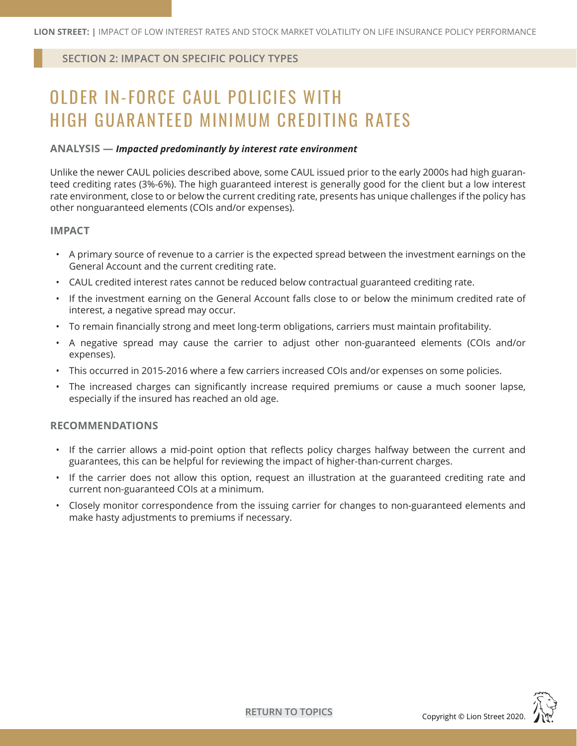## SECTION 2: IMPACT ON SPECIFIC POLICY TYPES

# OLDER IN-FORCE CAUL POLICIES WITH HIGH GUARANTEED MINIMUM CREDITING RATES

### ANALYSIS — *Impacted predominantly by interest rate environment*

Unlike the newer CAUL policies described above, some CAUL issued prior to the early 2000s had high guaranteed crediting rates (3%-6%). The high guaranteed interest is generally good for the client but a low interest rate environment, close to or below the current crediting rate, presents has unique challenges if the policy has other nonguaranteed elements (COIs and/or expenses).

### IMPACT

- A primary source of revenue to a carrier is the expected spread between the investment earnings on the General Account and the current crediting rate.
- CAUL credited interest rates cannot be reduced below contractual guaranteed crediting rate.
- If the investment earning on the General Account falls close to or below the minimum credited rate of interest, a negative spread may occur.
- To remain financially strong and meet long-term obligations, carriers must maintain profitability.
- A negative spread may cause the carrier to adjust other non-guaranteed elements (COIs and/or expenses).
- This occurred in 2015-2016 where a few carriers increased COIs and/or expenses on some policies.
- The increased charges can significantly increase required premiums or cause a much sooner lapse, especially if the insured has reached an old age.

### RECOMMENDATIONS

- If the carrier allows a mid-point option that reflects policy charges halfway between the current and guarantees, this can be helpful for reviewing the impact of higher-than-current charges.
- If the carrier does not allow this option, request an illustration at the guaranteed crediting rate and current non-guaranteed COIs at a minimum.
- Closely monitor correspondence from the issuing carrier for changes to non-guaranteed elements and make hasty adjustments to premiums if necessary.

RETURN TO TOPICS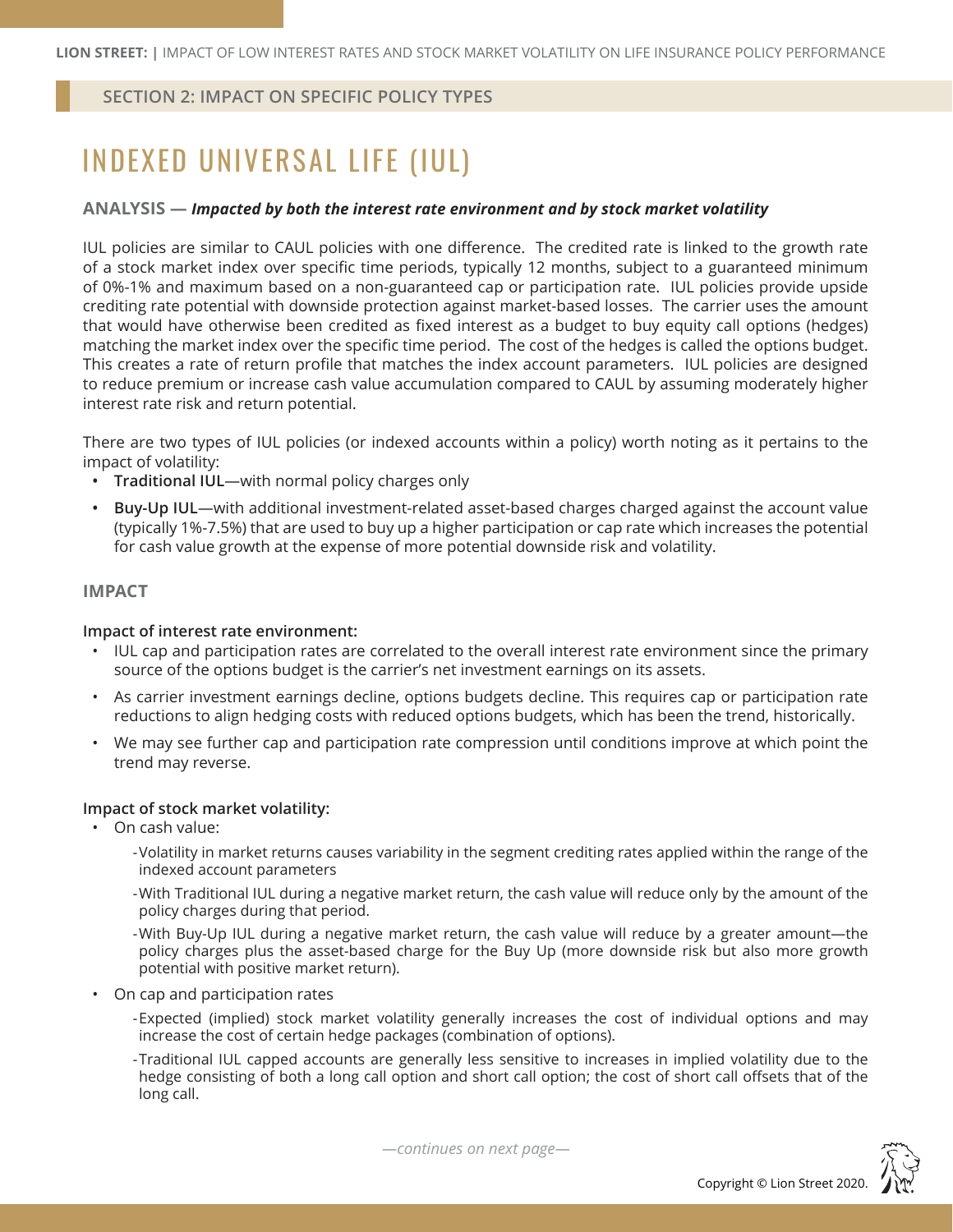## SECTION 2: IMPACT ON SPECIFIC POLICY TYPES

# INDEXED UNIVERSAL LIFE (IUL)

**ANALYSIS —** ***Impacted by both the interest rate environment and by stock market volatility***

IUL policies are similar to CAUL policies with one difference. The credited rate is linked to the growth rate of a stock market index over specific time periods, typically 12 months, subject to a guaranteed minimum of 0%-1% and maximum based on a non-guaranteed cap or participation rate. IUL policies provide upside crediting rate potential with downside protection against market-based losses. The carrier uses the amount that would have otherwise been credited as fixed interest as a budget to buy equity call options (hedges) matching the market index over the specific time period. The cost of the hedges is called the options budget. This creates a rate of return profile that matches the index account parameters. IUL policies are designed to reduce premium or increase cash value accumulation compared to CAUL by assuming moderately higher interest rate risk and return potential.

There are two types of IUL policies (or indexed accounts within a policy) worth noting as it pertains to the impact of volatility:

- **Traditional IUL**—with normal policy charges only
- **Buy-Up IUL**—with additional investment-related asset-based charges charged against the account value (typically 1%-7.5%) that are used to buy up a higher participation or cap rate which increases the potential for cash value growth at the expense of more potential downside risk and volatility.

### IMPACT

**Impact of interest rate environment:**

- IUL cap and participation rates are correlated to the overall interest rate environment since the primary source of the options budget is the carrier's net investment earnings on its assets.
- As carrier investment earnings decline, options budgets decline. This requires cap or participation rate reductions to align hedging costs with reduced options budgets, which has been the trend, historically.
- We may see further cap and participation rate compression until conditions improve at which point the trend may reverse.

**Impact of stock market volatility:**

- On cash value:
  - Volatility in market returns causes variability in the segment crediting rates applied within the range of the indexed account parameters
  - With Traditional IUL during a negative market return, the cash value will reduce only by the amount of the policy charges during that period.
  - With Buy-Up IUL during a negative market return, the cash value will reduce by a greater amount—the policy charges plus the asset-based charge for the Buy Up (more downside risk but also more growth potential with positive market return).
- On cap and participation rates
  - Expected (implied) stock market volatility generally increases the cost of individual options and may increase the cost of certain hedge packages (combination of options).
  - Traditional IUL capped accounts are generally less sensitive to increases in implied volatility due to the hedge consisting of both a long call option and short call option; the cost of short call offsets that of the long call.

*—continues on next page—*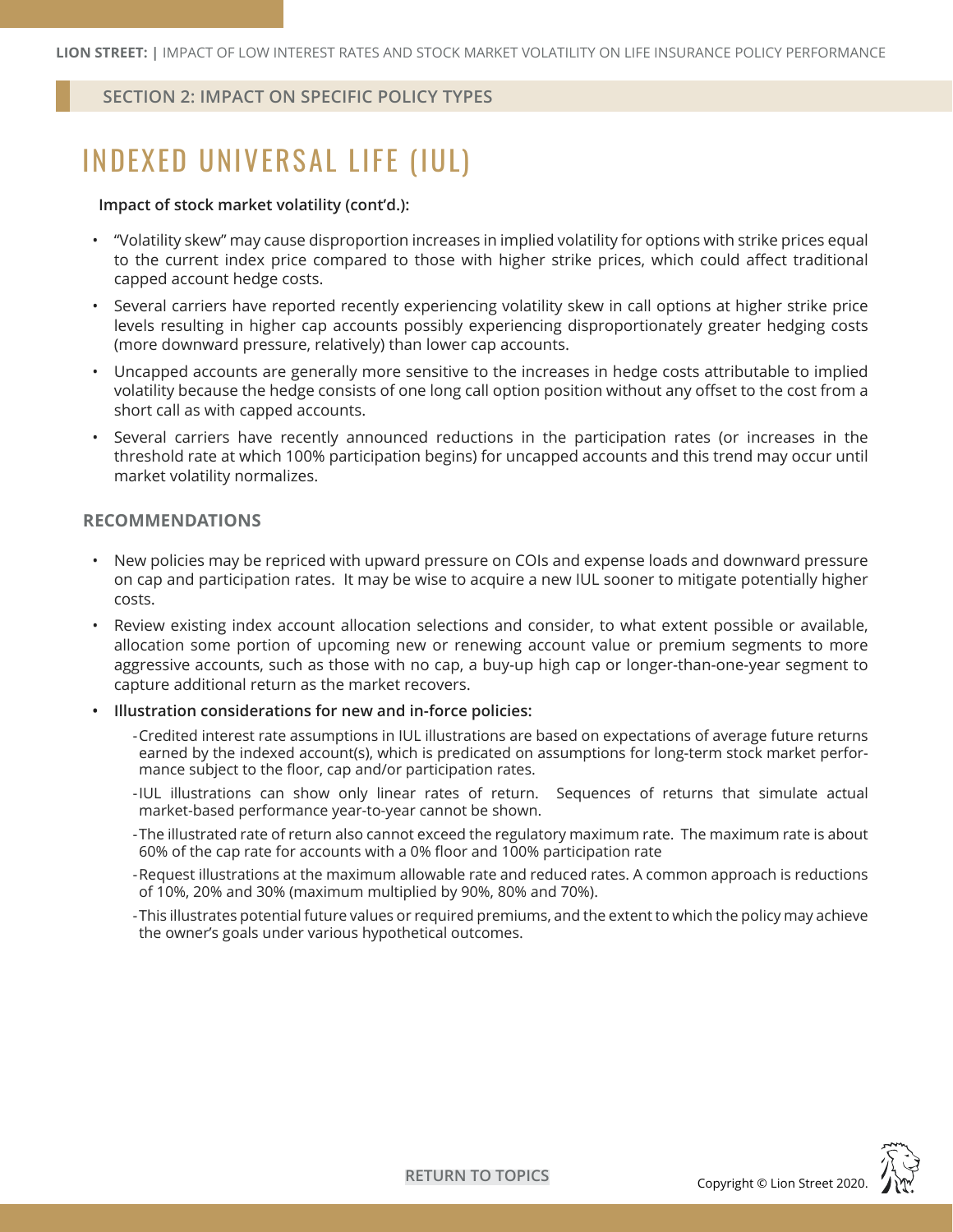## SECTION 2: IMPACT ON SPECIFIC POLICY TYPES

# INDEXED UNIVERSAL LIFE (IUL)

**Impact of stock market volatility (cont'd.):**

- "Volatility skew" may cause disproportion increases in implied volatility for options with strike prices equal to the current index price compared to those with higher strike prices, which could affect traditional capped account hedge costs.
- Several carriers have reported recently experiencing volatility skew in call options at higher strike price levels resulting in higher cap accounts possibly experiencing disproportionately greater hedging costs (more downward pressure, relatively) than lower cap accounts.
- Uncapped accounts are generally more sensitive to the increases in hedge costs attributable to implied volatility because the hedge consists of one long call option position without any offset to the cost from a short call as with capped accounts.
- Several carriers have recently announced reductions in the participation rates (or increases in the threshold rate at which 100% participation begins) for uncapped accounts and this trend may occur until market volatility normalizes.

## RECOMMENDATIONS

- New policies may be repriced with upward pressure on COIs and expense loads and downward pressure on cap and participation rates. It may be wise to acquire a new IUL sooner to mitigate potentially higher costs.
- Review existing index account allocation selections and consider, to what extent possible or available, allocation some portion of upcoming new or renewing account value or premium segments to more aggressive accounts, such as those with no cap, a buy-up high cap or longer-than-one-year segment to capture additional return as the market recovers.
- **Illustration considerations for new and in-force policies:**
  - Credited interest rate assumptions in IUL illustrations are based on expectations of average future returns earned by the indexed account(s), which is predicated on assumptions for long-term stock market performance subject to the floor, cap and/or participation rates.
  - IUL illustrations can show only linear rates of return. Sequences of returns that simulate actual market-based performance year-to-year cannot be shown.
  - The illustrated rate of return also cannot exceed the regulatory maximum rate. The maximum rate is about 60% of the cap rate for accounts with a 0% floor and 100% participation rate
  - Request illustrations at the maximum allowable rate and reduced rates. A common approach is reductions of 10%, 20% and 30% (maximum multiplied by 90%, 80% and 70%).
  - This illustrates potential future values or required premiums, and the extent to which the policy may achieve the owner's goals under various hypothetical outcomes.

RETURN TO TOPICS

Copyright © Lion Street 2020.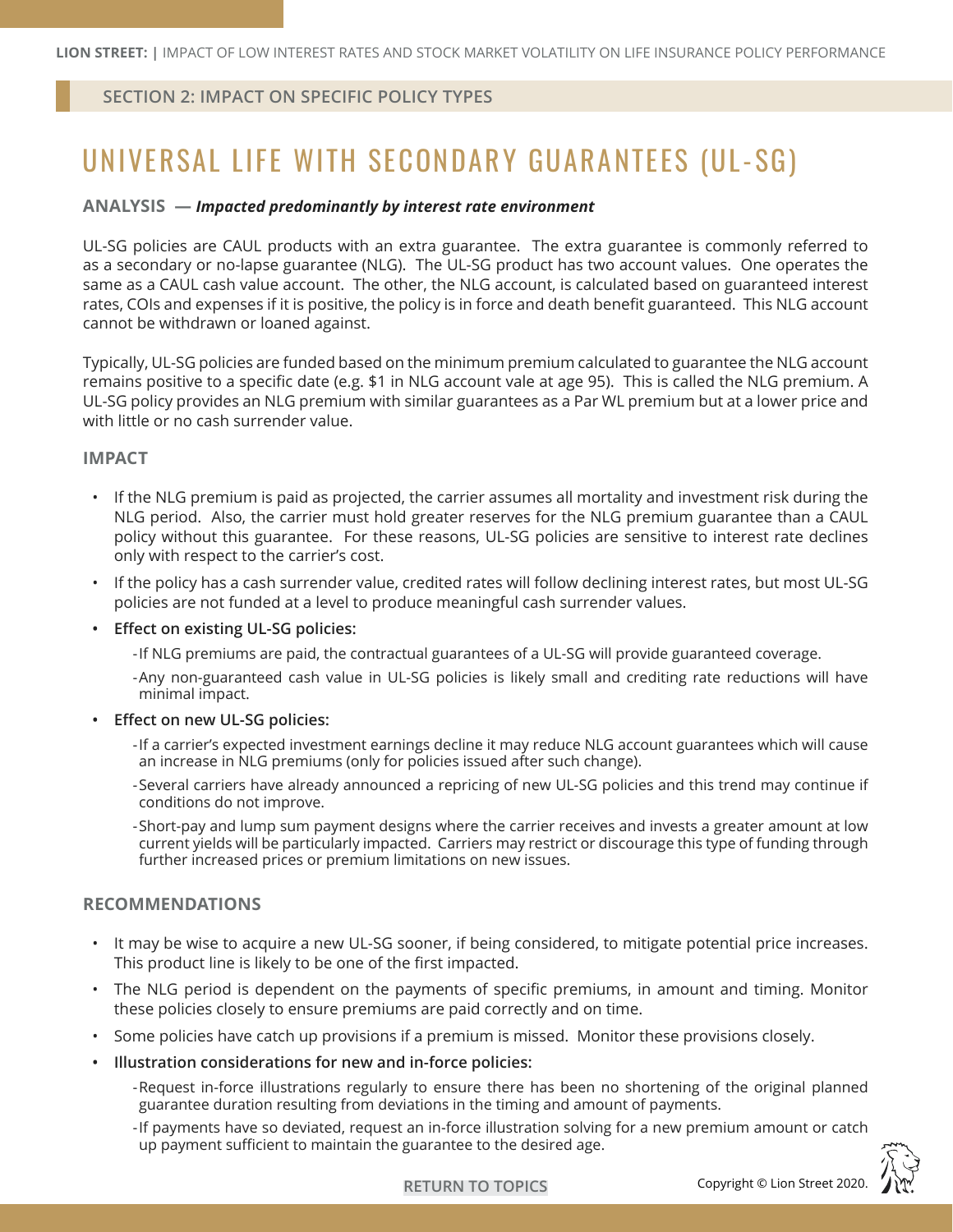## SECTION 2: IMPACT ON SPECIFIC POLICY TYPES

# UNIVERSAL LIFE WITH SECONDARY GUARANTEES (UL-SG)

### ANALYSIS — *Impacted predominantly by interest rate environment*

UL-SG policies are CAUL products with an extra guarantee. The extra guarantee is commonly referred to as a secondary or no-lapse guarantee (NLG). The UL-SG product has two account values. One operates the same as a CAUL cash value account. The other, the NLG account, is calculated based on guaranteed interest rates, COIs and expenses if it is positive, the policy is in force and death benefit guaranteed. This NLG account cannot be withdrawn or loaned against.

Typically, UL-SG policies are funded based on the minimum premium calculated to guarantee the NLG account remains positive to a specific date (e.g. $1 in NLG account vale at age 95). This is called the NLG premium. A UL-SG policy provides an NLG premium with similar guarantees as a Par WL premium but at a lower price and with little or no cash surrender value.

### IMPACT

- If the NLG premium is paid as projected, the carrier assumes all mortality and investment risk during the NLG period. Also, the carrier must hold greater reserves for the NLG premium guarantee than a CAUL policy without this guarantee. For these reasons, UL-SG policies are sensitive to interest rate declines only with respect to the carrier's cost.
- If the policy has a cash surrender value, credited rates will follow declining interest rates, but most UL-SG policies are not funded at a level to produce meaningful cash surrender values.
- **Effect on existing UL-SG policies:**
  - If NLG premiums are paid, the contractual guarantees of a UL-SG will provide guaranteed coverage.
  - Any non-guaranteed cash value in UL-SG policies is likely small and crediting rate reductions will have minimal impact.
- **Effect on new UL-SG policies:**
  - If a carrier's expected investment earnings decline it may reduce NLG account guarantees which will cause an increase in NLG premiums (only for policies issued after such change).
  - Several carriers have already announced a repricing of new UL-SG policies and this trend may continue if conditions do not improve.
  - Short-pay and lump sum payment designs where the carrier receives and invests a greater amount at low current yields will be particularly impacted. Carriers may restrict or discourage this type of funding through further increased prices or premium limitations on new issues.

### RECOMMENDATIONS

- It may be wise to acquire a new UL-SG sooner, if being considered, to mitigate potential price increases. This product line is likely to be one of the first impacted.
- The NLG period is dependent on the payments of specific premiums, in amount and timing. Monitor these policies closely to ensure premiums are paid correctly and on time.
- Some policies have catch up provisions if a premium is missed. Monitor these provisions closely.
- **Illustration considerations for new and in-force policies:**
  - Request in-force illustrations regularly to ensure there has been no shortening of the original planned guarantee duration resulting from deviations in the timing and amount of payments.
  - If payments have so deviated, request an in-force illustration solving for a new premium amount or catch up payment sufficient to maintain the guarantee to the desired age.

RETURN TO TOPICS

Copyright © Lion Street 2020.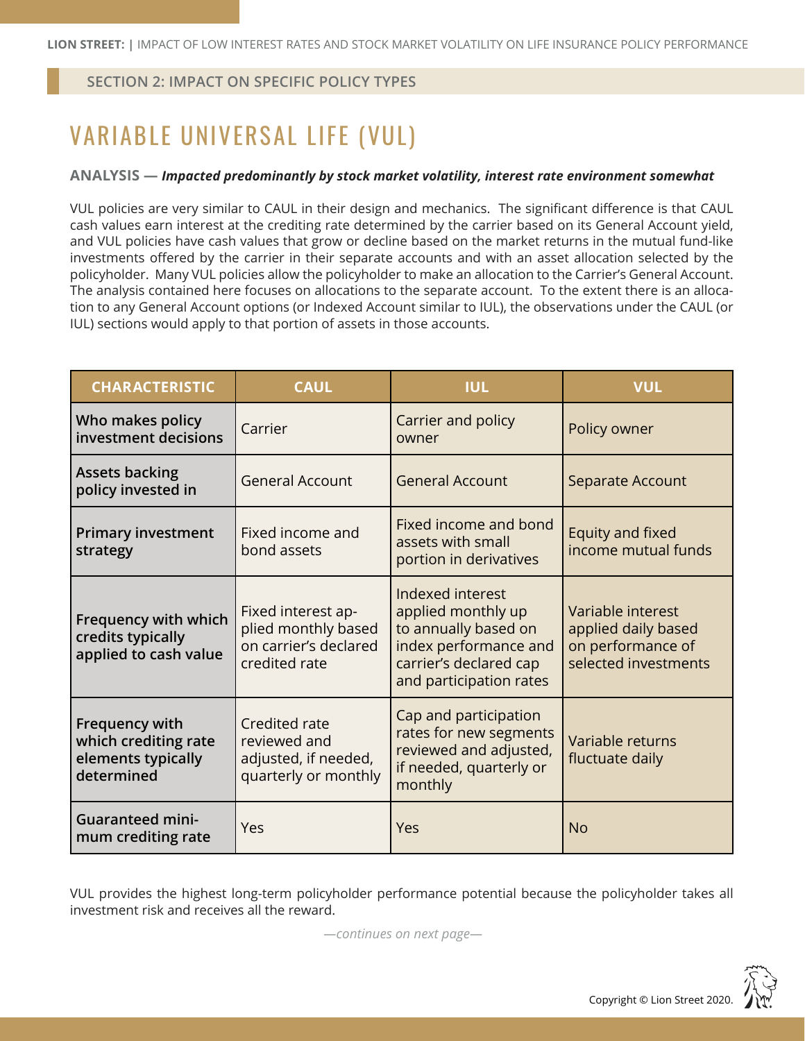**SECTION 2: IMPACT ON SPECIFIC POLICY TYPES**

# VARIABLE UNIVERSAL LIFE (VUL)

**ANALYSIS —** ***Impacted predominantly by stock market volatility, interest rate environment somewhat***

VUL policies are very similar to CAUL in their design and mechanics. The significant difference is that CAUL cash values earn interest at the crediting rate determined by the carrier based on its General Account yield, and VUL policies have cash values that grow or decline based on the market returns in the mutual fund-like investments offered by the carrier in their separate accounts and with an asset allocation selected by the policyholder. Many VUL policies allow the policyholder to make an allocation to the Carrier's General Account. The analysis contained here focuses on allocations to the separate account. To the extent there is an allocation to any General Account options (or Indexed Account similar to IUL), the observations under the CAUL (or IUL) sections would apply to that portion of assets in those accounts.

| CHARACTERISTIC | CAUL | IUL | VUL |
|---|---|---|---|
| **Who makes policy investment decisions** | Carrier | Carrier and policy owner | Policy owner |
| **Assets backing policy invested in** | General Account | General Account | Separate Account |
| **Primary investment strategy** | Fixed income and bond assets | Fixed income and bond assets with small portion in derivatives | Equity and fixed income mutual funds |
| **Frequency with which credits typically applied to cash value** | Fixed interest applied monthly based on carrier's declared credited rate | Indexed interest applied monthly up to annually based on index performance and carrier's declared cap and participation rates | Variable interest applied daily based on performance of selected investments |
| **Frequency with which crediting rate elements typically determined** | Credited rate reviewed and adjusted, if needed, quarterly or monthly | Cap and participation rates for new segments reviewed and adjusted, if needed, quarterly or monthly | Variable returns fluctuate daily |
| **Guaranteed minimum crediting rate** | Yes | Yes | No |

VUL provides the highest long-term policyholder performance potential because the policyholder takes all investment risk and receives all the reward.

*—continues on next page—*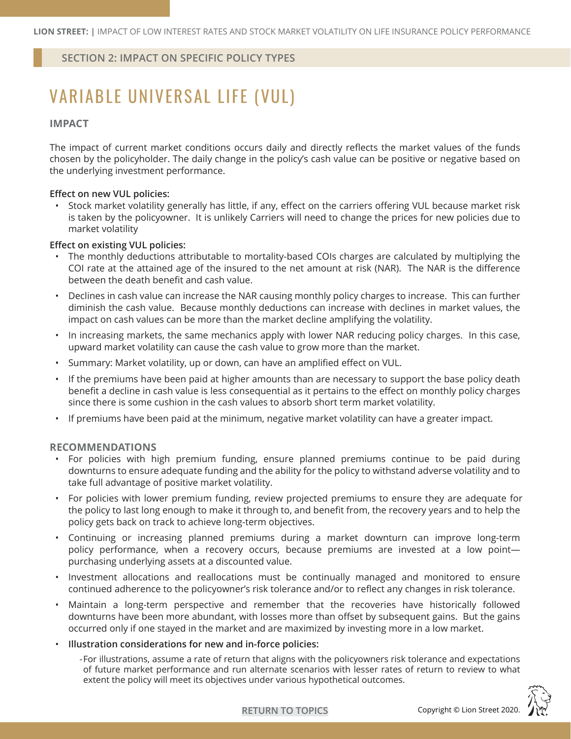SECTION 2: IMPACT ON SPECIFIC POLICY TYPES

# VARIABLE UNIVERSAL LIFE (VUL)

### IMPACT

The impact of current market conditions occurs daily and directly reflects the market values of the funds chosen by the policyholder. The daily change in the policy's cash value can be positive or negative based on the underlying investment performance.

**Effect on new VUL policies:**

- Stock market volatility generally has little, if any, effect on the carriers offering VUL because market risk is taken by the policyowner. It is unlikely Carriers will need to change the prices for new policies due to market volatility

**Effect on existing VUL policies:**

- The monthly deductions attributable to mortality-based COIs charges are calculated by multiplying the COI rate at the attained age of the insured to the net amount at risk (NAR). The NAR is the difference between the death benefit and cash value.
- Declines in cash value can increase the NAR causing monthly policy charges to increase. This can further diminish the cash value. Because monthly deductions can increase with declines in market values, the impact on cash values can be more than the market decline amplifying the volatility.
- In increasing markets, the same mechanics apply with lower NAR reducing policy charges. In this case, upward market volatility can cause the cash value to grow more than the market.
- Summary: Market volatility, up or down, can have an amplified effect on VUL.
- If the premiums have been paid at higher amounts than are necessary to support the base policy death benefit a decline in cash value is less consequential as it pertains to the effect on monthly policy charges since there is some cushion in the cash values to absorb short term market volatility.
- If premiums have been paid at the minimum, negative market volatility can have a greater impact.

### RECOMMENDATIONS

- For policies with high premium funding, ensure planned premiums continue to be paid during downturns to ensure adequate funding and the ability for the policy to withstand adverse volatility and to take full advantage of positive market volatility.
- For policies with lower premium funding, review projected premiums to ensure they are adequate for the policy to last long enough to make it through to, and benefit from, the recovery years and to help the policy gets back on track to achieve long-term objectives.
- Continuing or increasing planned premiums during a market downturn can improve long-term policy performance, when a recovery occurs, because premiums are invested at a low point—purchasing underlying assets at a discounted value.
- Investment allocations and reallocations must be continually managed and monitored to ensure continued adherence to the policyowner's risk tolerance and/or to reflect any changes in risk tolerance.
- Maintain a long-term perspective and remember that the recoveries have historically followed downturns have been more abundant, with losses more than offset by subsequent gains. But the gains occurred only if one stayed in the market and are maximized by investing more in a low market.
- **Illustration considerations for new and in-force policies:**
  - For illustrations, assume a rate of return that aligns with the policyowners risk tolerance and expectations of future market performance and run alternate scenarios with lesser rates of return to review to what extent the policy will meet its objectives under various hypothetical outcomes.

RETURN TO TOPICS

Copyright © Lion Street 2020.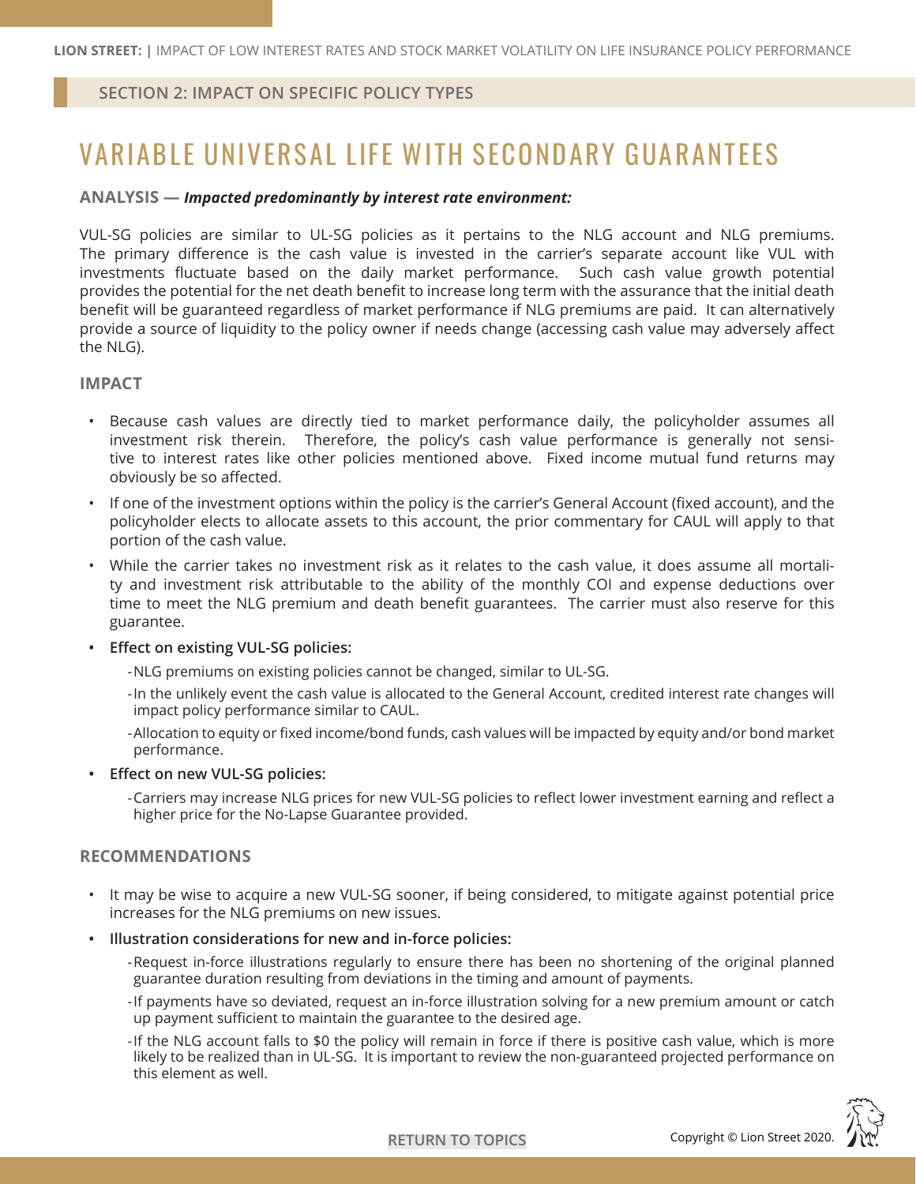SECTION 2: IMPACT ON SPECIFIC POLICY TYPES

# VARIABLE UNIVERSAL LIFE WITH SECONDARY GUARANTEES

**ANALYSIS —** ***Impacted predominantly by interest rate environment:***

VUL-SG policies are similar to UL-SG policies as it pertains to the NLG account and NLG premiums. The primary difference is the cash value is invested in the carrier's separate account like VUL with investments fluctuate based on the daily market performance. Such cash value growth potential provides the potential for the net death benefit to increase long term with the assurance that the initial death benefit will be guaranteed regardless of market performance if NLG premiums are paid. It can alternatively provide a source of liquidity to the policy owner if needs change (accessing cash value may adversely affect the NLG).

**IMPACT**

- Because cash values are directly tied to market performance daily, the policyholder assumes all investment risk therein. Therefore, the policy's cash value performance is generally not sensitive to interest rates like other policies mentioned above. Fixed income mutual fund returns may obviously be so affected.
- If one of the investment options within the policy is the carrier's General Account (fixed account), and the policyholder elects to allocate assets to this account, the prior commentary for CAUL will apply to that portion of the cash value.
- While the carrier takes no investment risk as it relates to the cash value, it does assume all mortality and investment risk attributable to the ability of the monthly COI and expense deductions over time to meet the NLG premium and death benefit guarantees. The carrier must also reserve for this guarantee.
- **Effect on existing VUL-SG policies:**
  - NLG premiums on existing policies cannot be changed, similar to UL-SG.
  - In the unlikely event the cash value is allocated to the General Account, credited interest rate changes will impact policy performance similar to CAUL.
  - Allocation to equity or fixed income/bond funds, cash values will be impacted by equity and/or bond market performance.
- **Effect on new VUL-SG policies:**
  - Carriers may increase NLG prices for new VUL-SG policies to reflect lower investment earning and reflect a higher price for the No-Lapse Guarantee provided.

**RECOMMENDATIONS**

- It may be wise to acquire a new VUL-SG sooner, if being considered, to mitigate against potential price increases for the NLG premiums on new issues.
- **Illustration considerations for new and in-force policies:**
  - Request in-force illustrations regularly to ensure there has been no shortening of the original planned guarantee duration resulting from deviations in the timing and amount of payments.
  - If payments have so deviated, request an in-force illustration solving for a new premium amount or catch up payment sufficient to maintain the guarantee to the desired age.
  - If the NLG account falls to $0 the policy will remain in force if there is positive cash value, which is more likely to be realized than in UL-SG. It is important to review the non-guaranteed projected performance on this element as well.

RETURN TO TOPICS

Copyright © Lion Street 2020.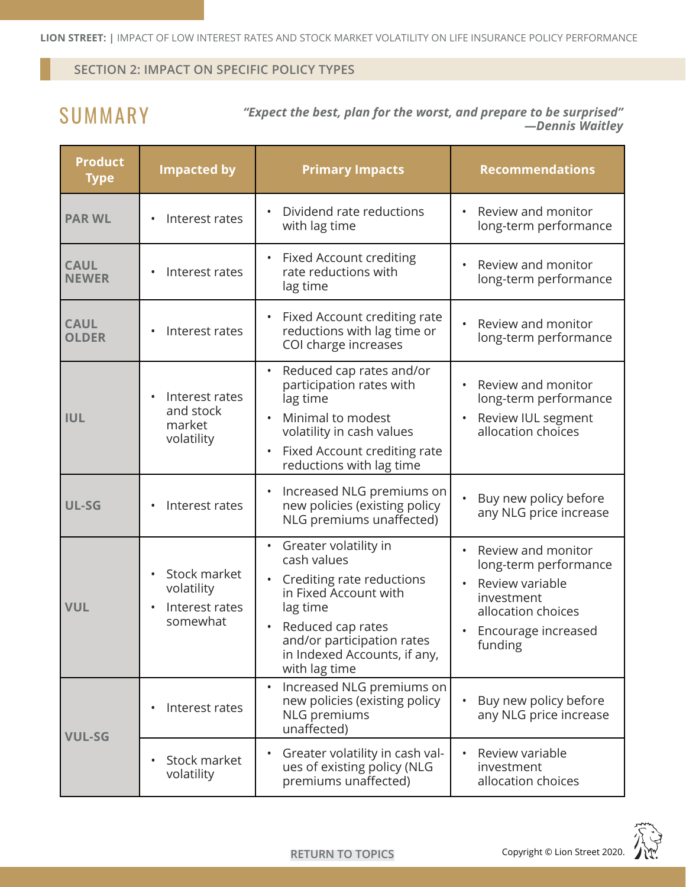## SECTION 2: IMPACT ON SPECIFIC POLICY TYPES

# SUMMARY

***"Expect the best, plan for the worst, and prepare to be surprised"***
***—Dennis Waitley***

| Product Type | Impacted by | Primary Impacts | Recommendations |
|---|---|---|---|
| **PAR WL** | • Interest rates | • Dividend rate reductions with lag time | • Review and monitor long-term performance |
| **CAUL NEWER** | • Interest rates | • Fixed Account crediting rate reductions with lag time | • Review and monitor long-term performance |
| **CAUL OLDER** | • Interest rates | • Fixed Account crediting rate reductions with lag time or COI charge increases | • Review and monitor long-term performance |
| **IUL** | • Interest rates and stock market volatility | • Reduced cap rates and/or participation rates with lag time<br>• Minimal to modest volatility in cash values<br>• Fixed Account crediting rate reductions with lag time | • Review and monitor long-term performance<br>• Review IUL segment allocation choices |
| **UL-SG** | • Interest rates | • Increased NLG premiums on new policies (existing policy NLG premiums unaffected) | • Buy new policy before any NLG price increase |
| **VUL** | • Stock market volatility<br>• Interest rates somewhat | • Greater volatility in cash values<br>• Crediting rate reductions in Fixed Account with lag time<br>• Reduced cap rates and/or participation rates in Indexed Accounts, if any, with lag time | • Review and monitor long-term performance<br>• Review variable investment allocation choices<br>• Encourage increased funding |
| **VUL-SG** | • Interest rates | • Increased NLG premiums on new policies (existing policy NLG premiums unaffected) | • Buy new policy before any NLG price increase |
| | • Stock market volatility | • Greater volatility in cash values of existing policy (NLG premiums unaffected) | • Review variable investment allocation choices |

RETURN TO TOPICS

Copyright © Lion Street 2020.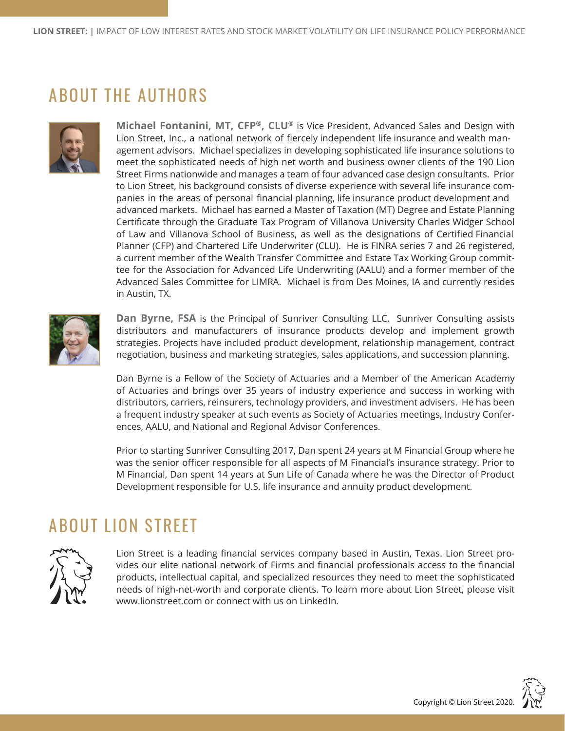## ABOUT THE AUTHORS

**Michael Fontanini, MT, CFP®, CLU®** is Vice President, Advanced Sales and Design with Lion Street, Inc., a national network of fiercely independent life insurance and wealth management advisors. Michael specializes in developing sophisticated life insurance solutions to meet the sophisticated needs of high net worth and business owner clients of the 190 Lion Street Firms nationwide and manages a team of four advanced case design consultants. Prior to Lion Street, his background consists of diverse experience with several life insurance companies in the areas of personal financial planning, life insurance product development and advanced markets. Michael has earned a Master of Taxation (MT) Degree and Estate Planning Certificate through the Graduate Tax Program of Villanova University Charles Widger School of Law and Villanova School of Business, as well as the designations of Certified Financial Planner (CFP) and Chartered Life Underwriter (CLU). He is FINRA series 7 and 26 registered, a current member of the Wealth Transfer Committee and Estate Tax Working Group committee for the Association for Advanced Life Underwriting (AALU) and a former member of the Advanced Sales Committee for LIMRA. Michael is from Des Moines, IA and currently resides in Austin, TX.

**Dan Byrne, FSA** is the Principal of Sunriver Consulting LLC. Sunriver Consulting assists distributors and manufacturers of insurance products develop and implement growth strategies. Projects have included product development, relationship management, contract negotiation, business and marketing strategies, sales applications, and succession planning.

Dan Byrne is a Fellow of the Society of Actuaries and a Member of the American Academy of Actuaries and brings over 35 years of industry experience and success in working with distributors, carriers, reinsurers, technology providers, and investment advisers. He has been a frequent industry speaker at such events as Society of Actuaries meetings, Industry Conferences, AALU, and National and Regional Advisor Conferences.

Prior to starting Sunriver Consulting 2017, Dan spent 24 years at M Financial Group where he was the senior officer responsible for all aspects of M Financial's insurance strategy. Prior to M Financial, Dan spent 14 years at Sun Life of Canada where he was the Director of Product Development responsible for U.S. life insurance and annuity product development.

## ABOUT LION STREET

Lion Street is a leading financial services company based in Austin, Texas. Lion Street provides our elite national network of Firms and financial professionals access to the financial products, intellectual capital, and specialized resources they need to meet the sophisticated needs of high-net-worth and corporate clients. To learn more about Lion Street, please visit www.lionstreet.com or connect with us on LinkedIn.

Copyright © Lion Street 2020.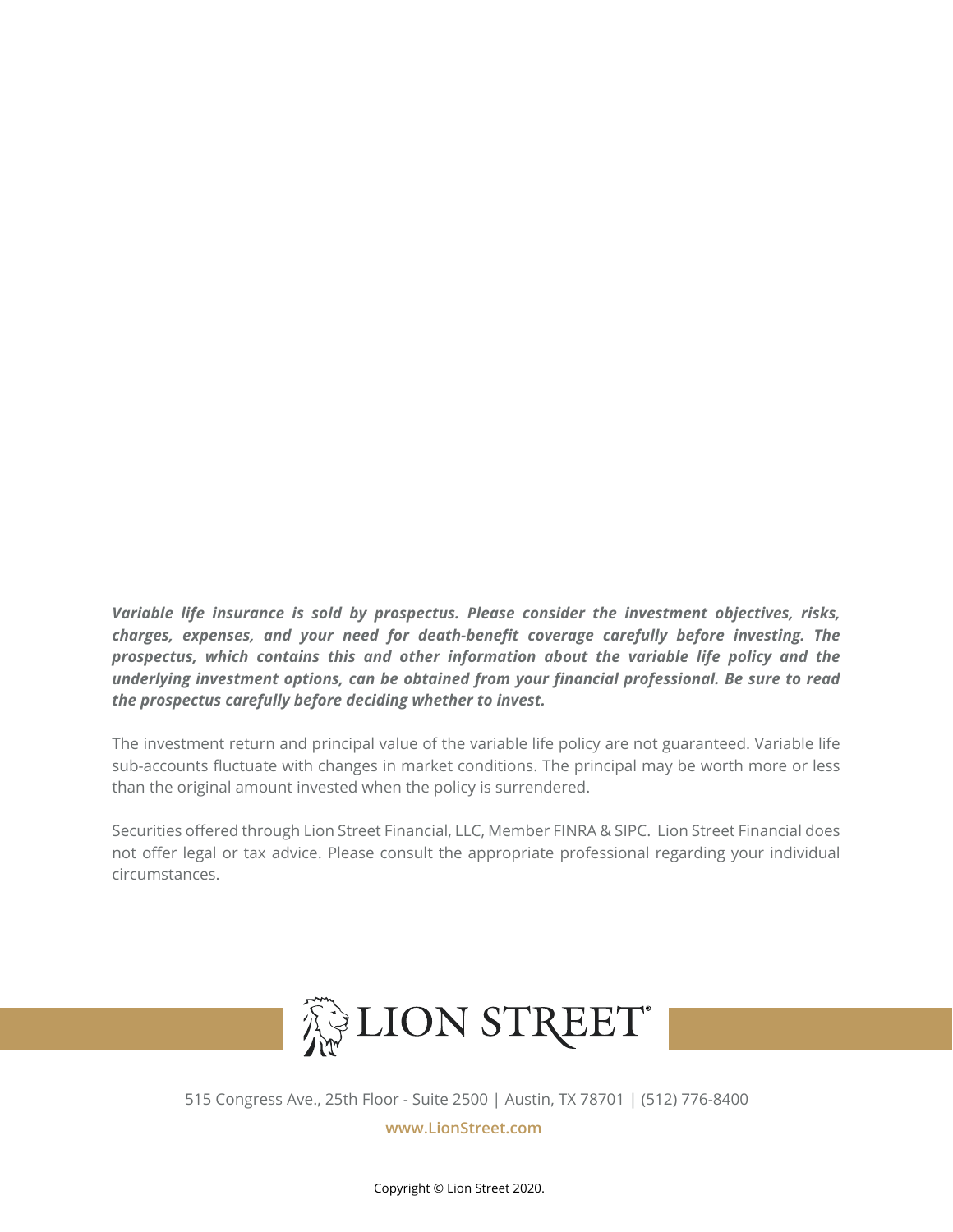***Variable life insurance is sold by prospectus. Please consider the investment objectives, risks, charges, expenses, and your need for death-benefit coverage carefully before investing. The prospectus, which contains this and other information about the variable life policy and the underlying investment options, can be obtained from your financial professional. Be sure to read the prospectus carefully before deciding whether to invest.***

The investment return and principal value of the variable life policy are not guaranteed. Variable life sub-accounts fluctuate with changes in market conditions. The principal may be worth more or less than the original amount invested when the policy is surrendered.

Securities offered through Lion Street Financial, LLC, Member FINRA & SIPC. Lion Street Financial does not offer legal or tax advice. Please consult the appropriate professional regarding your individual circumstances.

LION STREET®

515 Congress Ave., 25th Floor - Suite 2500 | Austin, TX 78701 | (512) 776-8400

**www.LionStreet.com**

Copyright © Lion Street 2020.